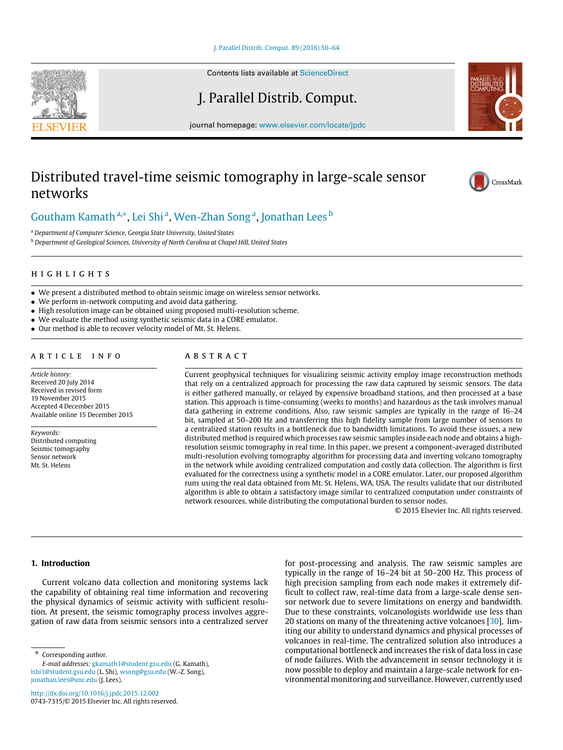# Distributed travel-time seismic tomography in large-scale sensor networks

Goutham Kamath [a,*], Lei Shi [a], Wen-Zhan Song [a], Jonathan Lees [b]

[a] Department of Computer Science, Georgia State University, United States

[b] Department of Geological Sciences, University of North Carolina at Chapel Hill, United States

## HIGHLIGHTS

- We present a distributed method to obtain seismic image on wireless sensor networks.
- We perform in-network computing and avoid data gathering.
- High resolution image can be obtained using proposed multi-resolution scheme.
- We evaluate the method using synthetic seismic data in a CORE emulator.
- Our method is able to recover velocity model of Mt. St. Helens.

## ARTICLE INFO

*Article history:*
Received 20 July 2014
Received in revised form 19 November 2015
Accepted 4 December 2015
Available online 15 December 2015

*Keywords:*
Distributed computing
Seismic tomography
Sensor network
Mt. St. Helens

## ABSTRACT

Current geophysical techniques for visualizing seismic activity employ image reconstruction methods that rely on a centralized approach for processing the raw data captured by seismic sensors. The data is either gathered manually, or relayed by expensive broadband stations, and then processed at a base station. This approach is time-consuming (weeks to months) and hazardous as the task involves manual data gathering in extreme conditions. Also, raw seismic samples are typically in the range of 16–24 bit, sampled at 50–200 Hz and transferring this high fidelity sample from large number of sensors to a centralized station results in a bottleneck due to bandwidth limitations. To avoid these issues, a new distributed method is required which processes raw seismic samples inside each node and obtains a high-resolution seismic tomography in real time. In this paper, we present a component-averaged distributed multi-resolution evolving tomography algorithm for processing data and inverting volcano tomography in the network while avoiding centralized computation and costly data collection. The algorithm is first evaluated for the correctness using a synthetic model in a CORE emulator. Later, our proposed algorithm runs using the real data obtained from Mt. St. Helens, WA, USA. The results validate that our distributed algorithm is able to obtain a satisfactory image similar to centralized computation under constraints of network resources, while distributing the computational burden to sensor nodes.

© 2015 Elsevier Inc. All rights reserved.

## 1. Introduction

Current volcano data collection and monitoring systems lack the capability of obtaining real time information and recovering the physical dynamics of seismic activity with sufficient resolution. At present, the seismic tomography process involves aggregation of raw data from seismic sensors into a centralized server for post-processing and analysis. The raw seismic samples are typically in the range of 16–24 bit at 50–200 Hz. This process of high precision sampling from each node makes it extremely difficult to collect raw, real-time data from a large-scale dense sensor network due to severe limitations on energy and bandwidth. Due to these constraints, volcanologists worldwide use less than 20 stations on many of the threatening active volcanoes [30], limiting our ability to understand dynamics and physical processes of volcanoes in real-time. The centralized solution also introduces a computational bottleneck and increases the risk of data loss in case of node failures. With the advancement in sensor technology it is now possible to deploy and maintain a large-scale network for environmental monitoring and surveillance. However, currently used

* Corresponding author.
*E-mail addresses:* gkamath1@student.gsu.edu (G. Kamath), lshi1@student.gsu.edu (L. Shi), wsong@gsu.edu (W.-Z. Song), jonathan.lees@unc.edu (J. Lees).

http://dx.doi.org/10.1016/j.jpdc.2015.12.002
0743-7315/© 2015 Elsevier Inc. All rights reserved.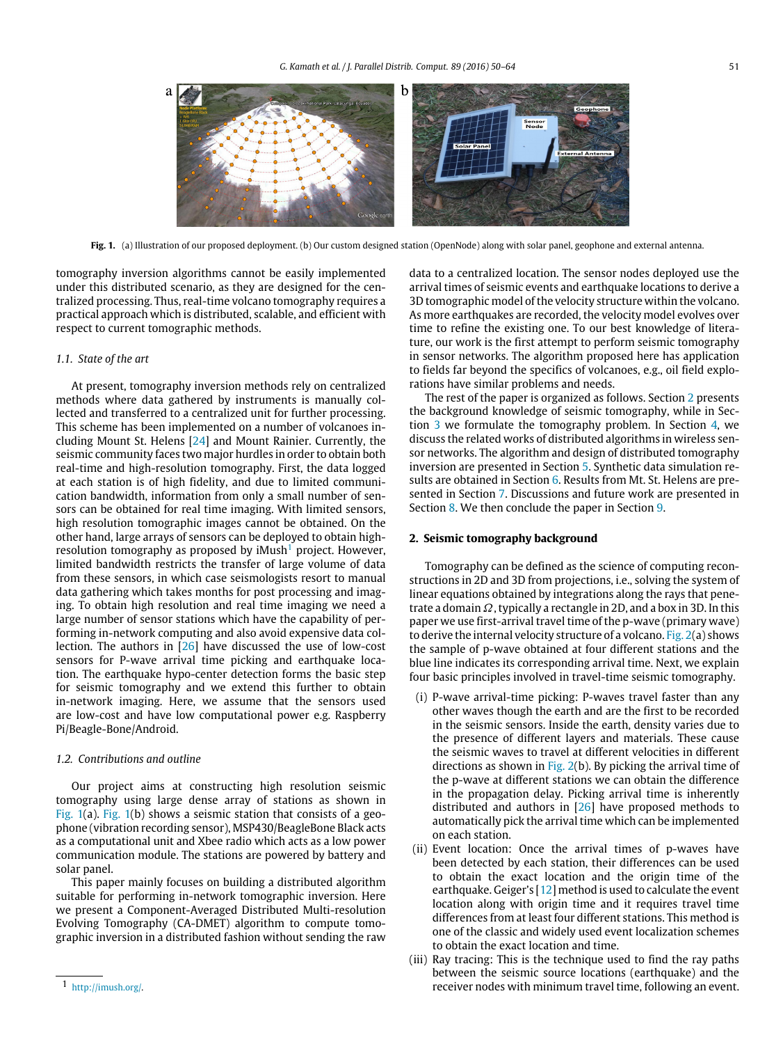Fig. 1. (a) Illustration of our proposed deployment. (b) Our custom designed station (OpenNode) along with solar panel, geophone and external antenna.

tomography inversion algorithms cannot be easily implemented under this distributed scenario, as they are designed for the centralized processing. Thus, real-time volcano tomography requires a practical approach which is distributed, scalable, and efficient with respect to current tomographic methods.

### 1.1. State of the art

At present, tomography inversion methods rely on centralized methods where data gathered by instruments is manually collected and transferred to a centralized unit for further processing. This scheme has been implemented on a number of volcanoes including Mount St. Helens [24] and Mount Rainier. Currently, the seismic community faces two major hurdles in order to obtain both real-time and high-resolution tomography. First, the data logged at each station is of high fidelity, and due to limited communication bandwidth, information from only a small number of sensors can be obtained for real time imaging. With limited sensors, high resolution tomographic images cannot be obtained. On the other hand, large arrays of sensors can be deployed to obtain high-resolution tomography as proposed by iMush[1] project. However, limited bandwidth restricts the transfer of large volume of data from these sensors, in which case seismologists resort to manual data gathering which takes months for post processing and imaging. To obtain high resolution and real time imaging we need a large number of sensor stations which have the capability of performing in-network computing and also avoid expensive data collection. The authors in [26] have discussed the use of low-cost sensors for P-wave arrival time picking and earthquake location. The earthquake hypo-center detection forms the basic step for seismic tomography and we extend this further to obtain in-network imaging. Here, we assume that the sensors used are low-cost and have low computational power e.g. Raspberry Pi/Beagle-Bone/Android.

### 1.2. Contributions and outline

Our project aims at constructing high resolution seismic tomography using large dense array of stations as shown in Fig. 1(a). Fig. 1(b) shows a seismic station that consists of a geophone (vibration recording sensor), MSP430/BeagleBone Black acts as a computational unit and Xbee radio which acts as a low power communication module. The stations are powered by battery and solar panel.

This paper mainly focuses on building a distributed algorithm suitable for performing in-network tomographic inversion. Here we present a Component-Averaged Distributed Multi-resolution Evolving Tomography (CA-DMET) algorithm to compute tomographic inversion in a distributed fashion without sending the raw data to a centralized location. The sensor nodes deployed use the arrival times of seismic events and earthquake locations to derive a 3D tomographic model of the velocity structure within the volcano. As more earthquakes are recorded, the velocity model evolves over time to refine the existing one. To our best knowledge of literature, our work is the first attempt to perform seismic tomography in sensor networks. The algorithm proposed here has application to fields far beyond the specifics of volcanoes, e.g., oil field explorations have similar problems and needs.

The rest of the paper is organized as follows. Section 2 presents the background knowledge of seismic tomography, while in Section 3 we formulate the tomography problem. In Section 4, we discuss the related works of distributed algorithms in wireless sensor networks. The algorithm and design of distributed tomography inversion are presented in Section 5. Synthetic data simulation results are obtained in Section 6. Results from Mt. St. Helens are presented in Section 7. Discussions and future work are presented in Section 8. We then conclude the paper in Section 9.

## 2. Seismic tomography background

Tomography can be defined as the science of computing reconstructions in 2D and 3D from projections, i.e., solving the system of linear equations obtained by integrations along the rays that penetrate a domain $\Omega$, typically a rectangle in 2D, and a box in 3D. In this paper we use first-arrival travel time of the p-wave (primary wave) to derive the internal velocity structure of a volcano. Fig. 2(a) shows the sample of p-wave obtained at four different stations and the blue line indicates its corresponding arrival time. Next, we explain four basic principles involved in travel-time seismic tomography.

(i) P-wave arrival-time picking: P-waves travel faster than any other waves though the earth and are the first to be recorded in the seismic sensors. Inside the earth, density varies due to the presence of different layers and materials. These cause the seismic waves to travel at different velocities in different directions as shown in Fig. 2(b). By picking the arrival time of the p-wave at different stations we can obtain the difference in the propagation delay. Picking arrival time is inherently distributed and authors in [26] have proposed methods to automatically pick the arrival time which can be implemented on each station.

(ii) Event location: Once the arrival times of p-waves have been detected by each station, their differences can be used to obtain the exact location and the origin time of the earthquake. Geiger's [12] method is used to calculate the event location along with origin time and it requires travel time differences from at least four different stations. This method is one of the classic and widely used event localization schemes to obtain the exact location and time.

(iii) Ray tracing: This is the technique used to find the ray paths between the seismic source locations (earthquake) and the receiver nodes with minimum travel time, following an event.

[1] http://imush.org/.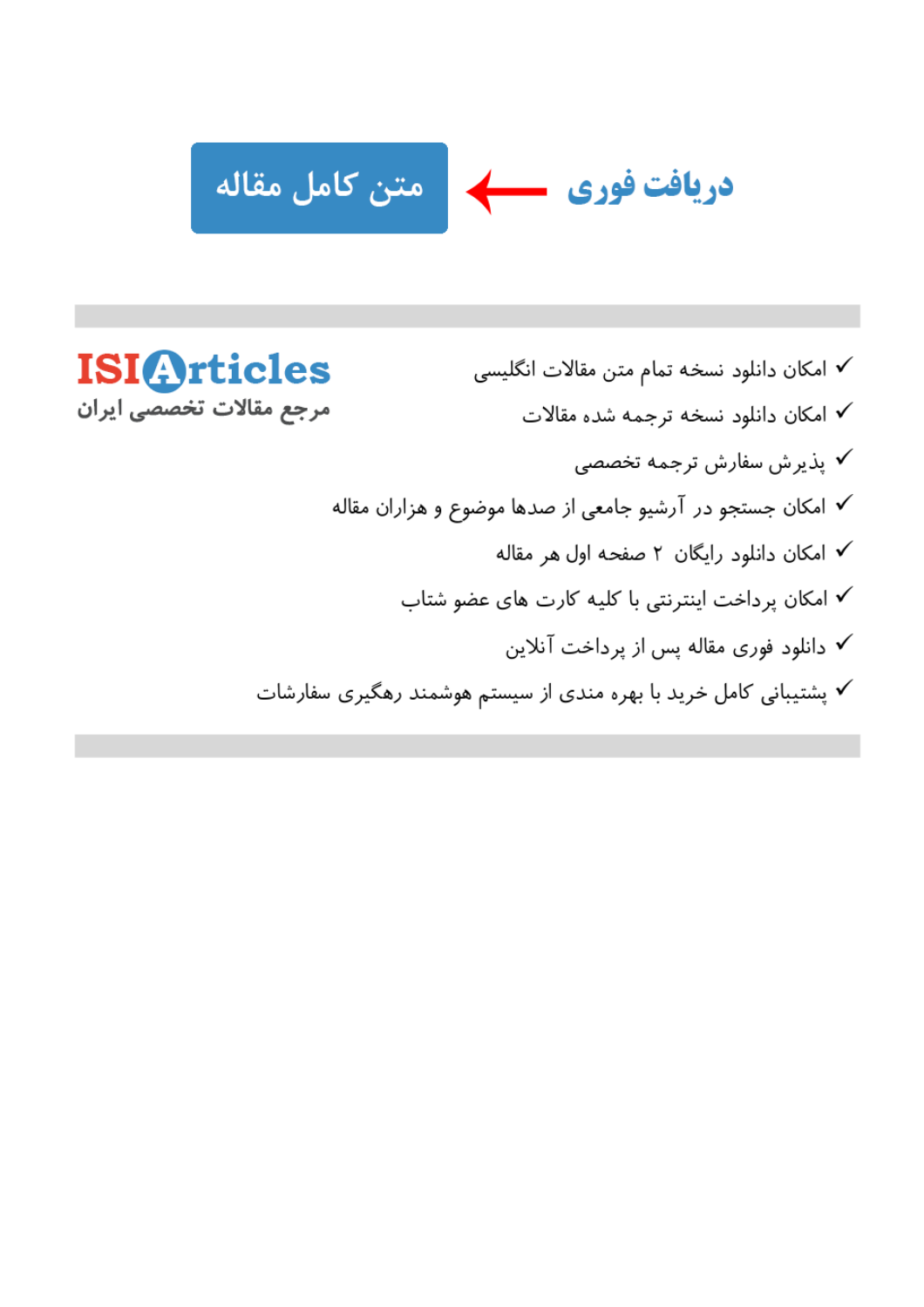دریافت فوری ← **متن کامل مقاله**

**ISIArticles**
مرجع مقالات تخصصی ایران

- ✓ امکان دانلود نسخه تمام متن مقالات انگلیسی
- ✓ امکان دانلود نسخه ترجمه شده مقالات
- ✓ پذیرش سفارش ترجمه تخصصی
- ✓ امکان جستجو در آرشیو جامعی از صدها موضوع و هزاران مقاله
- ✓ امکان دانلود رایگان ۲ صفحه اول هر مقاله
- ✓ امکان پرداخت اینترنتی با کلیه کارت های عضو شتاب
- ✓ دانلود فوری مقاله پس از پرداخت آنلاین
- ✓ پشتیبانی کامل خرید با بهره مندی از سیستم هوشمند رهگیری سفارشات